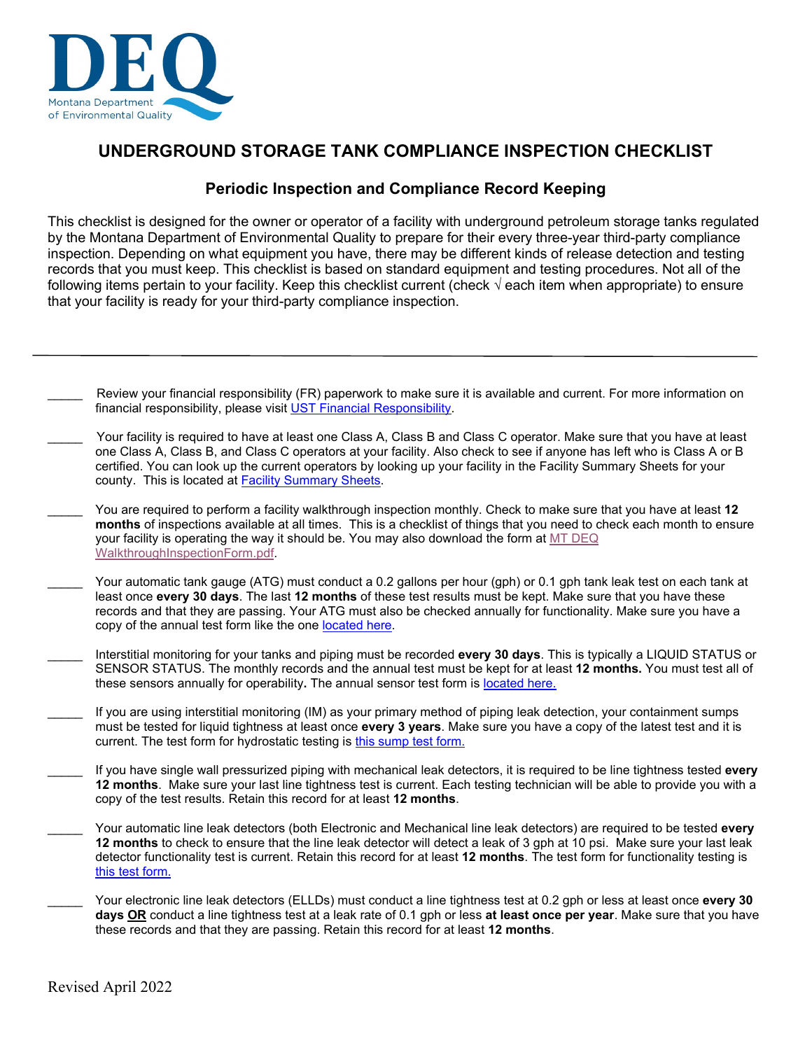DEQ

Montana Department of Environmental Quality

# UNDERGROUND STORAGE TANK COMPLIANCE INSPECTION CHECKLIST

## Periodic Inspection and Compliance Record Keeping

This checklist is designed for the owner or operator of a facility with underground petroleum storage tanks regulated by the Montana Department of Environmental Quality to prepare for their every three-year third-party compliance inspection. Depending on what equipment you have, there may be different kinds of release detection and testing records that you must keep. This checklist is based on standard equipment and testing procedures. Not all of the following items pertain to your facility. Keep this checklist current (check √ each item when appropriate) to ensure that your facility is ready for your third-party compliance inspection.

---

_____ Review your financial responsibility (FR) paperwork to make sure it is available and current. For more information on financial responsibility, please visit UST Financial Responsibility.

_____ Your facility is required to have at least one Class A, Class B and Class C operator. Make sure that you have at least one Class A, Class B, and Class C operators at your facility. Also check to see if anyone has left who is Class A or B certified. You can look up the current operators by looking up your facility in the Facility Summary Sheets for your county. This is located at Facility Summary Sheets.

_____ You are required to perform a facility walkthrough inspection monthly. Check to make sure that you have at least **12 months** of inspections available at all times. This is a checklist of things that you need to check each month to ensure your facility is operating the way it should be. You may also download the form at MT DEQ WalkthroughInspectionForm.pdf.

_____ Your automatic tank gauge (ATG) must conduct a 0.2 gallons per hour (gph) or 0.1 gph tank leak test on each tank at least once **every 30 days**. The last **12 months** of these test results must be kept. Make sure that you have these records and that they are passing. Your ATG must also be checked annually for functionality. Make sure you have a copy of the annual test form like the one located here.

_____ Interstitial monitoring for your tanks and piping must be recorded **every 30 days**. This is typically a LIQUID STATUS or SENSOR STATUS. The monthly records and the annual test must be kept for at least **12 months.** You must test all of these sensors annually for operability**.** The annual sensor test form is located here.

_____ If you are using interstitial monitoring (IM) as your primary method of piping leak detection, your containment sumps must be tested for liquid tightness at least once **every 3 years**. Make sure you have a copy of the latest test and it is current. The test form for hydrostatic testing is this sump test form.

_____ If you have single wall pressurized piping with mechanical leak detectors, it is required to be line tightness tested **every 12 months**. Make sure your last line tightness test is current. Each testing technician will be able to provide you with a copy of the test results. Retain this record for at least **12 months**.

_____ Your automatic line leak detectors (both Electronic and Mechanical line leak detectors) are required to be tested **every 12 months** to check to ensure that the line leak detector will detect a leak of 3 gph at 10 psi. Make sure your last leak detector functionality test is current. Retain this record for at least **12 months**. The test form for functionality testing is this test form.

_____ Your electronic line leak detectors (ELLDs) must conduct a line tightness test at 0.2 gph or less at least once **every 30 days** **OR** conduct a line tightness test at a leak rate of 0.1 gph or less **at least once per year**. Make sure that you have these records and that they are passing. Retain this record for at least **12 months**.

Revised April 2022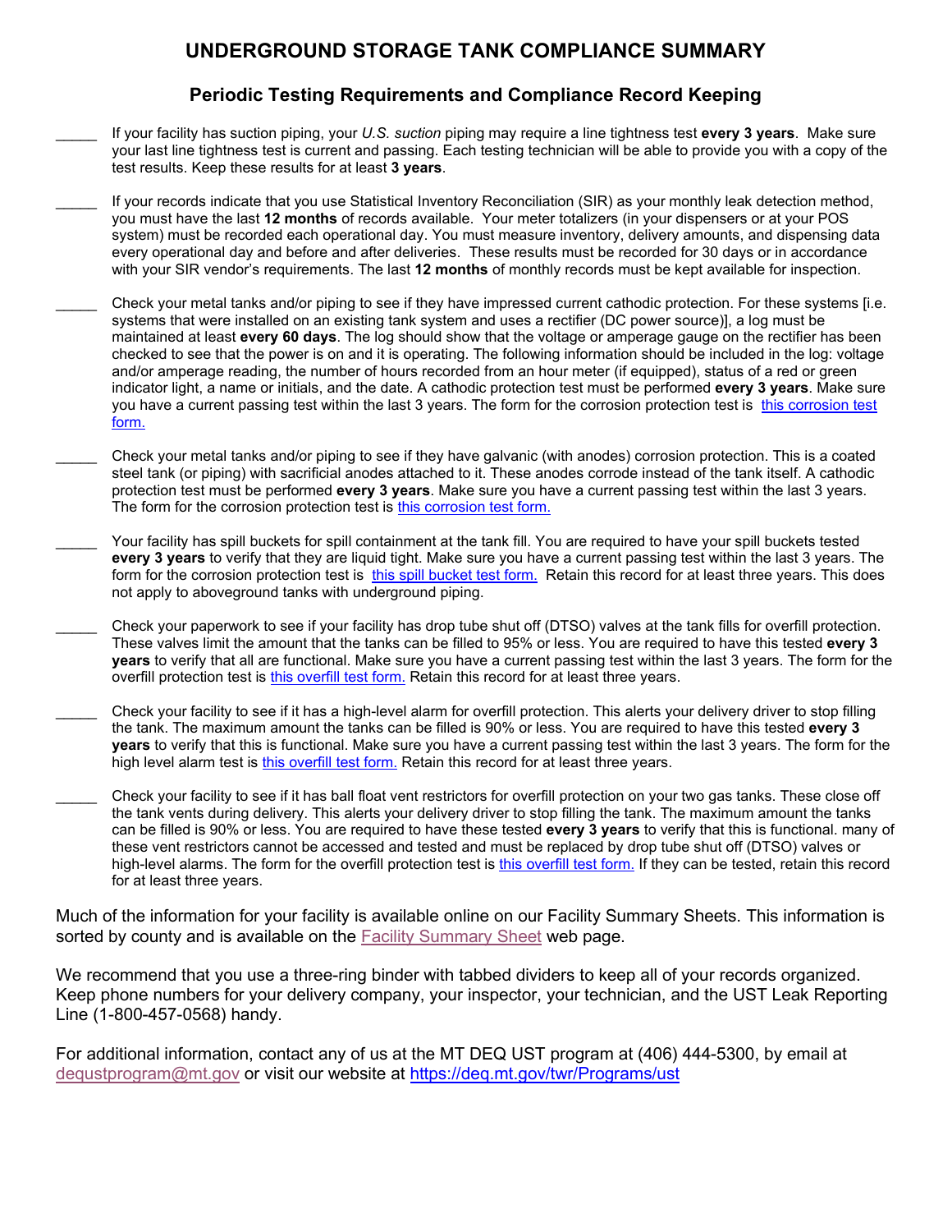# UNDERGROUND STORAGE TANK COMPLIANCE SUMMARY

## Periodic Testing Requirements and Compliance Record Keeping

_____ If your facility has suction piping, your *U.S. suction* piping may require a line tightness test **every 3 years**. Make sure your last line tightness test is current and passing. Each testing technician will be able to provide you with a copy of the test results. Keep these results for at least **3 years**.

_____ If your records indicate that you use Statistical Inventory Reconciliation (SIR) as your monthly leak detection method, you must have the last **12 months** of records available. Your meter totalizers (in your dispensers or at your POS system) must be recorded each operational day. You must measure inventory, delivery amounts, and dispensing data every operational day and before and after deliveries. These results must be recorded for 30 days or in accordance with your SIR vendor's requirements. The last **12 months** of monthly records must be kept available for inspection.

_____ Check your metal tanks and/or piping to see if they have impressed current cathodic protection. For these systems [i.e. systems that were installed on an existing tank system and uses a rectifier (DC power source)], a log must be maintained at least **every 60 days**. The log should show that the voltage or amperage gauge on the rectifier has been checked to see that the power is on and it is operating. The following information should be included in the log: voltage and/or amperage reading, the number of hours recorded from an hour meter (if equipped), status of a red or green indicator light, a name or initials, and the date. A cathodic protection test must be performed **every 3 years**. Make sure you have a current passing test within the last 3 years. The form for the corrosion protection test is this corrosion test form.

_____ Check your metal tanks and/or piping to see if they have galvanic (with anodes) corrosion protection. This is a coated steel tank (or piping) with sacrificial anodes attached to it. These anodes corrode instead of the tank itself. A cathodic protection test must be performed **every 3 years**. Make sure you have a current passing test within the last 3 years. The form for the corrosion protection test is this corrosion test form.

_____ Your facility has spill buckets for spill containment at the tank fill. You are required to have your spill buckets tested **every 3 years** to verify that they are liquid tight. Make sure you have a current passing test within the last 3 years. The form for the corrosion protection test is this spill bucket test form. Retain this record for at least three years. This does not apply to aboveground tanks with underground piping.

_____ Check your paperwork to see if your facility has drop tube shut off (DTSO) valves at the tank fills for overfill protection. These valves limit the amount that the tanks can be filled to 95% or less. You are required to have this tested **every 3 years** to verify that all are functional. Make sure you have a current passing test within the last 3 years. The form for the overfill protection test is this overfill test form. Retain this record for at least three years.

_____ Check your facility to see if it has a high-level alarm for overfill protection. This alerts your delivery driver to stop filling the tank. The maximum amount the tanks can be filled is 90% or less. You are required to have this tested **every 3 years** to verify that this is functional. Make sure you have a current passing test within the last 3 years. The form for the high level alarm test is this overfill test form. Retain this record for at least three years.

_____ Check your facility to see if it has ball float vent restrictors for overfill protection on your two gas tanks. These close off the tank vents during delivery. This alerts your delivery driver to stop filling the tank. The maximum amount the tanks can be filled is 90% or less. You are required to have these tested **every 3 years** to verify that this is functional. many of these vent restrictors cannot be accessed and tested and must be replaced by drop tube shut off (DTSO) valves or high-level alarms. The form for the overfill protection test is this overfill test form. If they can be tested, retain this record for at least three years.

Much of the information for your facility is available online on our Facility Summary Sheets. This information is sorted by county and is available on the Facility Summary Sheet web page.

We recommend that you use a three-ring binder with tabbed dividers to keep all of your records organized. Keep phone numbers for your delivery company, your inspector, your technician, and the UST Leak Reporting Line (1-800-457-0568) handy.

For additional information, contact any of us at the MT DEQ UST program at (406) 444-5300, by email at dequstprogram@mt.gov or visit our website at https://deq.mt.gov/twr/Programs/ust